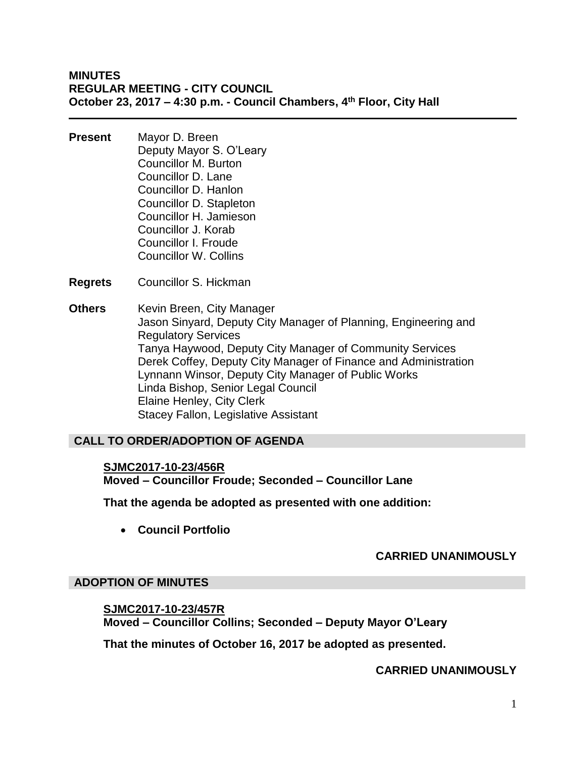# MINUTES
## REGULAR MEETING - CITY COUNCIL
### October 23, 2017 – 4:30 p.m. - Council Chambers, 4th Floor, City Hall

---

**Present**

Mayor D. Breen
Deputy Mayor S. O'Leary
Councillor M. Burton
Councillor D. Lane
Councillor D. Hanlon
Councillor D. Stapleton
Councillor H. Jamieson
Councillor J. Korab
Councillor I. Froude
Councillor W. Collins

**Regrets**

Councillor S. Hickman

**Others**

Kevin Breen, City Manager
Jason Sinyard, Deputy City Manager of Planning, Engineering and Regulatory Services
Tanya Haywood, Deputy City Manager of Community Services
Derek Coffey, Deputy City Manager of Finance and Administration
Lynnann Winsor, Deputy City Manager of Public Works
Linda Bishop, Senior Legal Council
Elaine Henley, City Clerk
Stacey Fallon, Legislative Assistant

## CALL TO ORDER/ADOPTION OF AGENDA

**SJMC2017-10-23/456R**
**Moved – Councillor Froude; Seconded – Councillor Lane**

**That the agenda be adopted as presented with one addition:**

- **Council Portfolio**

**CARRIED UNANIMOUSLY**

## ADOPTION OF MINUTES

**SJMC2017-10-23/457R**
**Moved – Councillor Collins; Seconded – Deputy Mayor O'Leary**

**That the minutes of October 16, 2017 be adopted as presented.**

**CARRIED UNANIMOUSLY**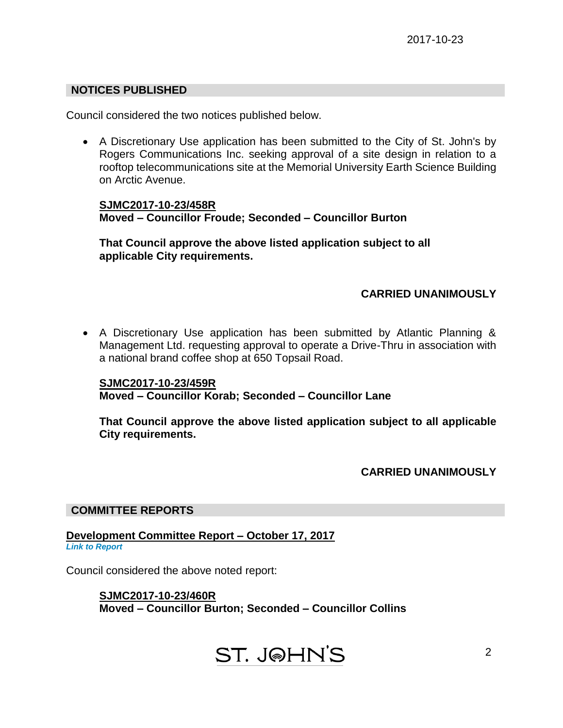## NOTICES PUBLISHED

Council considered the two notices published below.

- A Discretionary Use application has been submitted to the City of St. John's by Rogers Communications Inc. seeking approval of a site design in relation to a rooftop telecommunications site at the Memorial University Earth Science Building on Arctic Avenue.

  **SJMC2017-10-23/458R**
  **Moved – Councillor Froude; Seconded – Councillor Burton**

  **That Council approve the above listed application subject to all applicable City requirements.**

  **CARRIED UNANIMOUSLY**

- A Discretionary Use application has been submitted by Atlantic Planning & Management Ltd. requesting approval to operate a Drive-Thru in association with a national brand coffee shop at 650 Topsail Road.

  **SJMC2017-10-23/459R**
  **Moved – Councillor Korab; Seconded – Councillor Lane**

  **That Council approve the above listed application subject to all applicable City requirements.**

  **CARRIED UNANIMOUSLY**

## COMMITTEE REPORTS

### Development Committee Report – October 17, 2017

*Link to Report*

Council considered the above noted report:

**SJMC2017-10-23/460R**
**Moved – Councillor Burton; Seconded – Councillor Collins**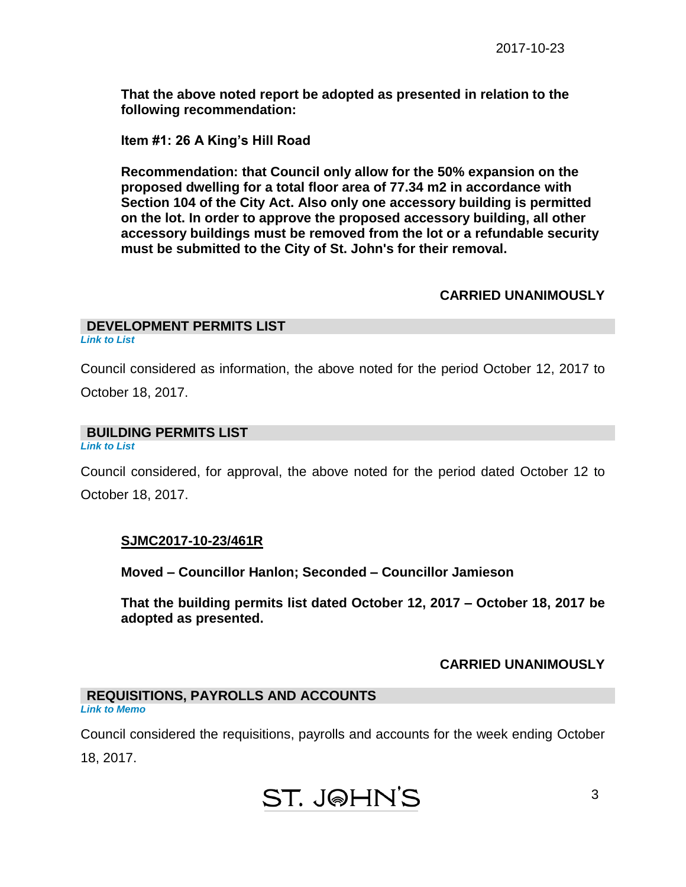**That the above noted report be adopted as presented in relation to the following recommendation:**

**Item #1: 26 A King's Hill Road**

**Recommendation: that Council only allow for the 50% expansion on the proposed dwelling for a total floor area of 77.34 m2 in accordance with Section 104 of the City Act. Also only one accessory building is permitted on the lot. In order to approve the proposed accessory building, all other accessory buildings must be removed from the lot or a refundable security must be submitted to the City of St. John's for their removal.**

**CARRIED UNANIMOUSLY**

## DEVELOPMENT PERMITS LIST

*Link to List*

Council considered as information, the above noted for the period October 12, 2017 to October 18, 2017.

## BUILDING PERMITS LIST

*Link to List*

Council considered, for approval, the above noted for the period dated October 12 to October 18, 2017.

**SJMC2017-10-23/461R**

**Moved – Councillor Hanlon; Seconded – Councillor Jamieson**

**That the building permits list dated October 12, 2017 – October 18, 2017 be adopted as presented.**

**CARRIED UNANIMOUSLY**

## REQUISITIONS, PAYROLLS AND ACCOUNTS

*Link to Memo*

Council considered the requisitions, payrolls and accounts for the week ending October 18, 2017.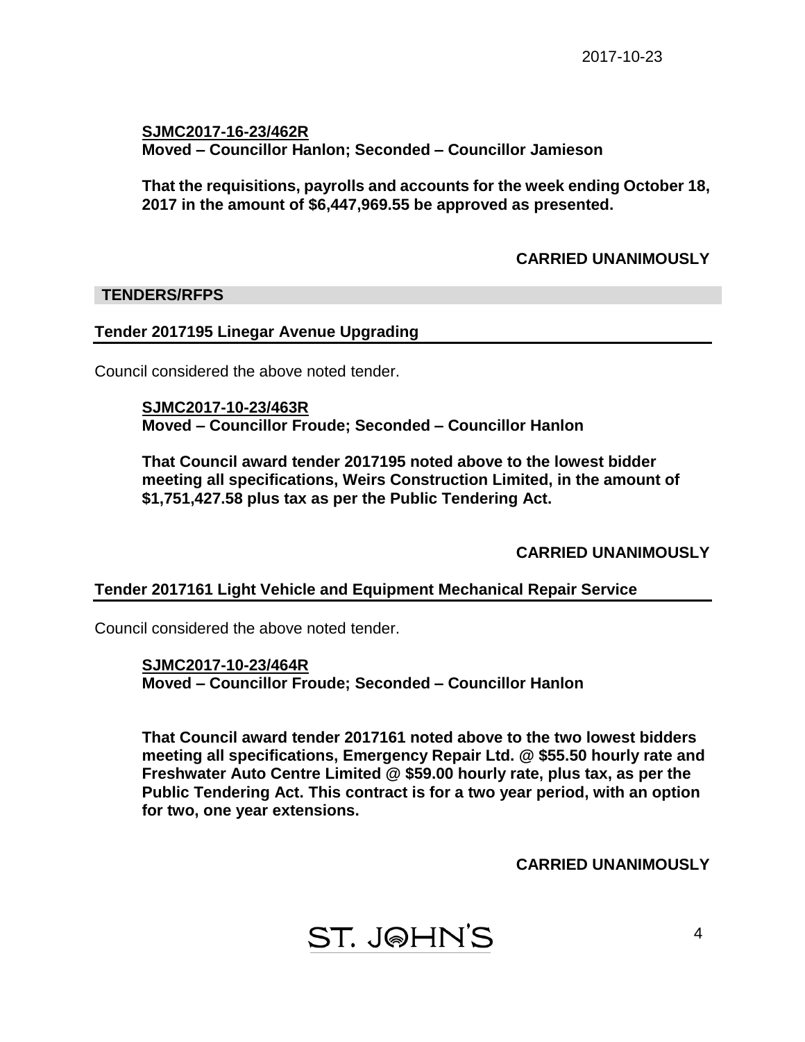**SJMC2017-16-23/462R**
**Moved – Councillor Hanlon; Seconded – Councillor Jamieson**

**That the requisitions, payrolls and accounts for the week ending October 18, 2017 in the amount of $6,447,969.55 be approved as presented.**

**CARRIED UNANIMOUSLY**

## TENDERS/RFPS

### Tender 2017195 Linegar Avenue Upgrading

Council considered the above noted tender.

**SJMC2017-10-23/463R**
**Moved – Councillor Froude; Seconded – Councillor Hanlon**

**That Council award tender 2017195 noted above to the lowest bidder meeting all specifications, Weirs Construction Limited, in the amount of $1,751,427.58 plus tax as per the Public Tendering Act.**

**CARRIED UNANIMOUSLY**

### Tender 2017161 Light Vehicle and Equipment Mechanical Repair Service

Council considered the above noted tender.

**SJMC2017-10-23/464R**
**Moved – Councillor Froude; Seconded – Councillor Hanlon**

**That Council award tender 2017161 noted above to the two lowest bidders meeting all specifications, Emergency Repair Ltd. @ $55.50 hourly rate and Freshwater Auto Centre Limited @ $59.00 hourly rate, plus tax, as per the Public Tendering Act. This contract is for a two year period, with an option for two, one year extensions.**

**CARRIED UNANIMOUSLY**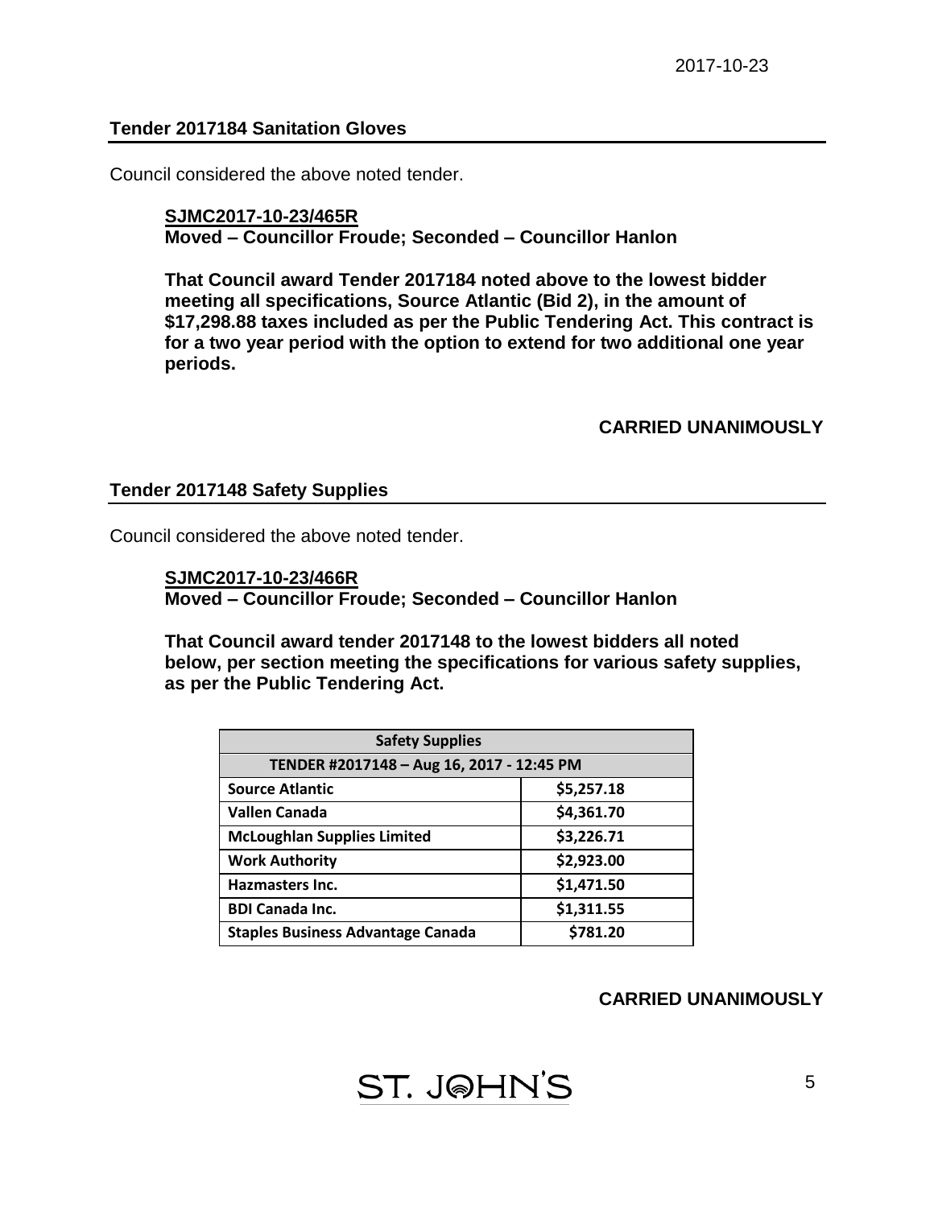### Tender 2017184 Sanitation Gloves

Council considered the above noted tender.

**SJMC2017-10-23/465R**
**Moved – Councillor Froude; Seconded – Councillor Hanlon**

**That Council award Tender 2017184 noted above to the lowest bidder meeting all specifications, Source Atlantic (Bid 2), in the amount of $17,298.88 taxes included as per the Public Tendering Act. This contract is for a two year period with the option to extend for two additional one year periods.**

**CARRIED UNANIMOUSLY**

### Tender 2017148 Safety Supplies

Council considered the above noted tender.

**SJMC2017-10-23/466R**
**Moved – Councillor Froude; Seconded – Councillor Hanlon**

**That Council award tender 2017148 to the lowest bidders all noted below, per section meeting the specifications for various safety supplies, as per the Public Tendering Act.**

| Safety Supplies | |
|---|---|
| TENDER #2017148 – Aug 16, 2017 - 12:45 PM | |
| Source Atlantic | $5,257.18 |
| Vallen Canada | $4,361.70 |
| McLoughlan Supplies Limited | $3,226.71 |
| Work Authority | $2,923.00 |
| Hazmasters Inc. | $1,471.50 |
| BDI Canada Inc. | $1,311.55 |
| Staples Business Advantage Canada | $781.20 |

**CARRIED UNANIMOUSLY**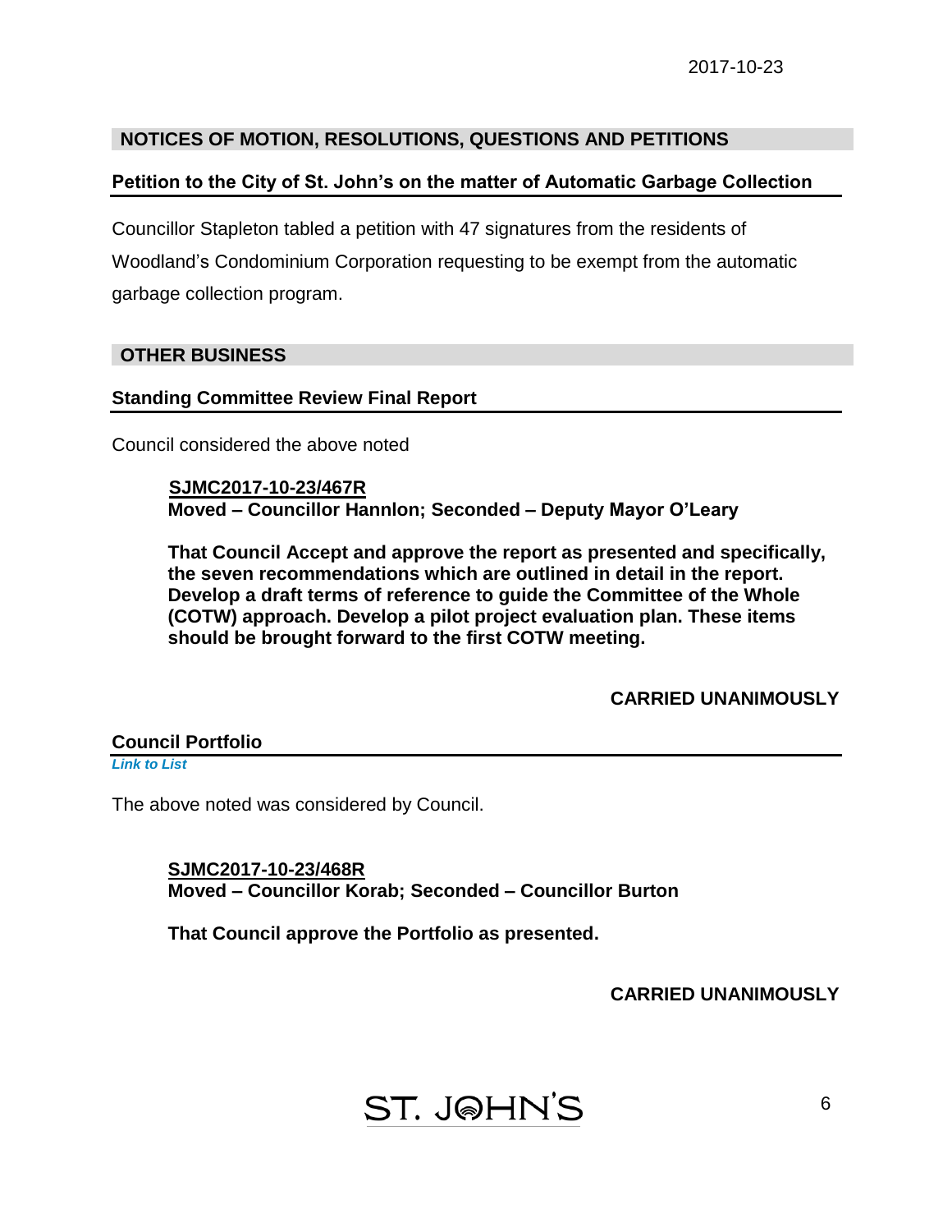2017-10-23

## NOTICES OF MOTION, RESOLUTIONS, QUESTIONS AND PETITIONS

### Petition to the City of St. John's on the matter of Automatic Garbage Collection

Councillor Stapleton tabled a petition with 47 signatures from the residents of Woodland's Condominium Corporation requesting to be exempt from the automatic garbage collection program.

## OTHER BUSINESS

### Standing Committee Review Final Report

Council considered the above noted

**SJMC2017-10-23/467R**
**Moved – Councillor Hannlon; Seconded – Deputy Mayor O'Leary**

**That Council Accept and approve the report as presented and specifically, the seven recommendations which are outlined in detail in the report. Develop a draft terms of reference to guide the Committee of the Whole (COTW) approach. Develop a pilot project evaluation plan. These items should be brought forward to the first COTW meeting.**

**CARRIED UNANIMOUSLY**

### Council Portfolio

*Link to List*

The above noted was considered by Council.

**SJMC2017-10-23/468R**
**Moved – Councillor Korab; Seconded – Councillor Burton**

**That Council approve the Portfolio as presented.**

**CARRIED UNANIMOUSLY**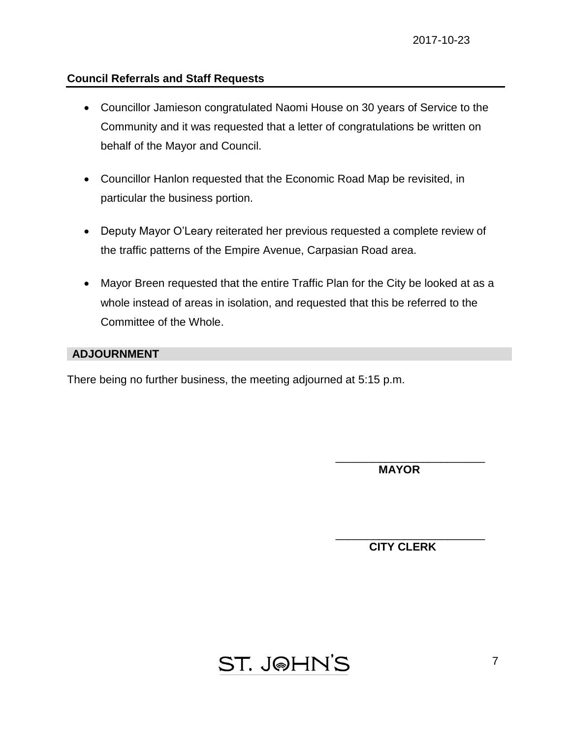**Council Referrals and Staff Requests**

- Councillor Jamieson congratulated Naomi House on 30 years of Service to the Community and it was requested that a letter of congratulations be written on behalf of the Mayor and Council.
- Councillor Hanlon requested that the Economic Road Map be revisited, in particular the business portion.
- Deputy Mayor O'Leary reiterated her previous requested a complete review of the traffic patterns of the Empire Avenue, Carpasian Road area.
- Mayor Breen requested that the entire Traffic Plan for the City be looked at as a whole instead of areas in isolation, and requested that this be referred to the Committee of the Whole.

## ADJOURNMENT

There being no further business, the meeting adjourned at 5:15 p.m.

\_\_\_\_\_\_\_\_\_\_\_\_\_\_\_\_\_\_\_\_\_\_\_\_\_
**MAYOR**

\_\_\_\_\_\_\_\_\_\_\_\_\_\_\_\_\_\_\_\_\_\_\_\_\_
**CITY CLERK**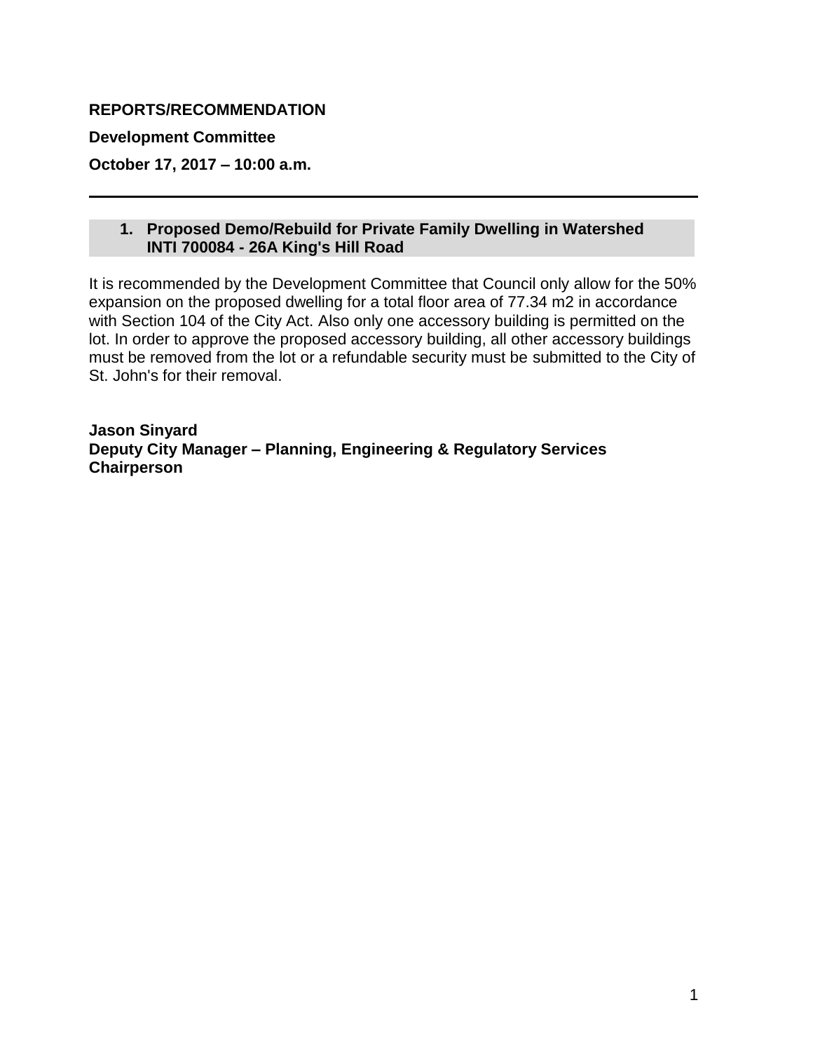**REPORTS/RECOMMENDATION**

**Development Committee**

**October 17, 2017 – 10:00 a.m.**

---

### 1. Proposed Demo/Rebuild for Private Family Dwelling in Watershed INTI 700084 - 26A King's Hill Road

It is recommended by the Development Committee that Council only allow for the 50% expansion on the proposed dwelling for a total floor area of 77.34 m2 in accordance with Section 104 of the City Act. Also only one accessory building is permitted on the lot. In order to approve the proposed accessory building, all other accessory buildings must be removed from the lot or a refundable security must be submitted to the City of St. John's for their removal.

**Jason Sinyard**
**Deputy City Manager – Planning, Engineering & Regulatory Services**
**Chairperson**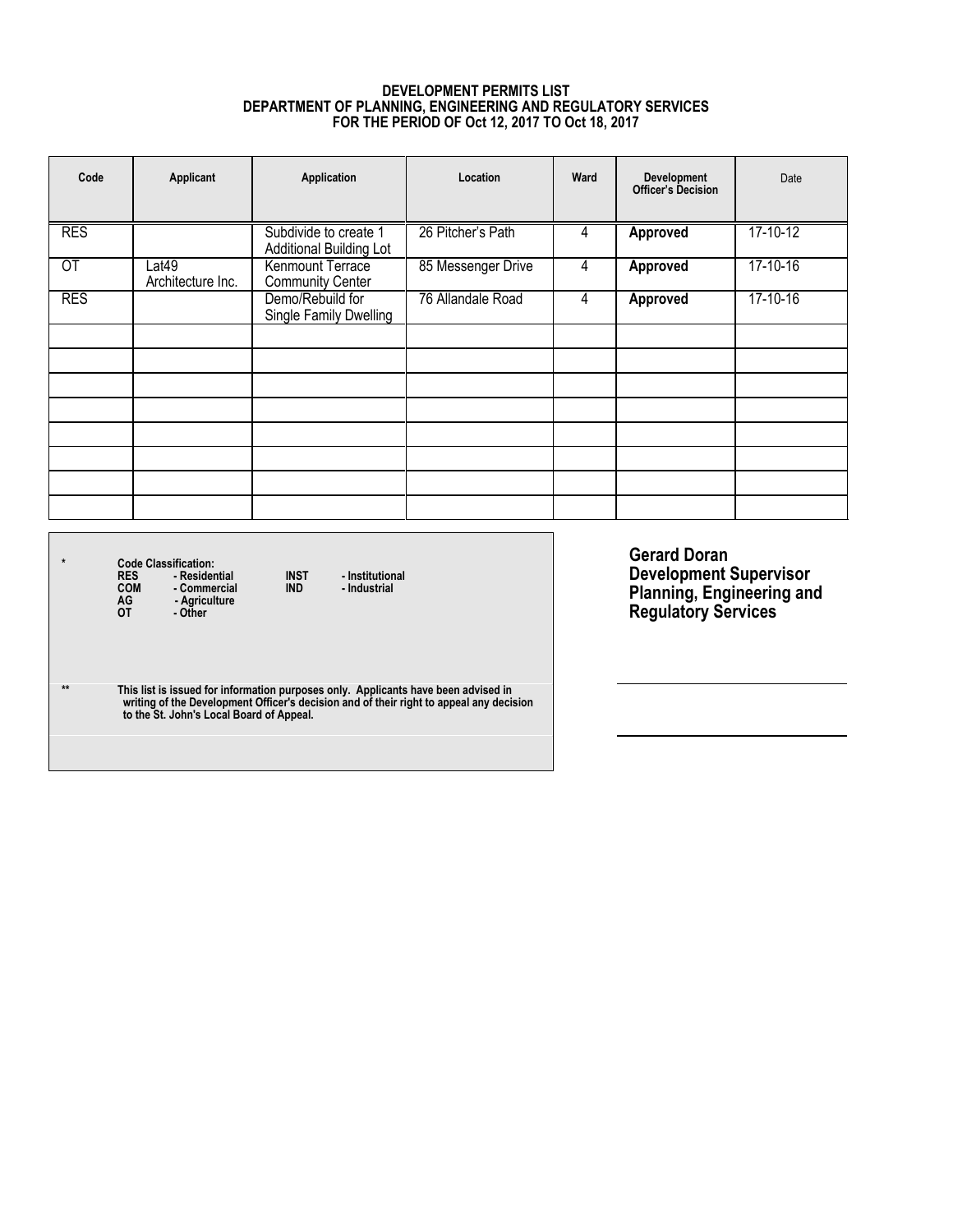# DEVELOPMENT PERMITS LIST
## DEPARTMENT OF PLANNING, ENGINEERING AND REGULATORY SERVICES
### FOR THE PERIOD OF Oct 12, 2017 TO Oct 18, 2017

| Code | Applicant | Application | Location | Ward | Development Officer's Decision | Date |
|---|---|---|---|---|---|---|
| RES | | Subdivide to create 1 Additional Building Lot | 26 Pitcher's Path | 4 | **Approved** | 17-10-12 |
| OT | Lat49 Architecture Inc. | Kenmount Terrace Community Center | 85 Messenger Drive | 4 | **Approved** | 17-10-16 |
| RES | | Demo/Rebuild for Single Family Dwelling | 76 Allandale Road | 4 | **Approved** | 17-10-16 |
| | | | | | | |
| | | | | | | |
| | | | | | | |
| | | | | | | |
| | | | | | | |
| | | | | | | |
| | | | | | | |
| | | | | | | |

\* **Code Classification:**
- **RES** - Residential
- **COM** - Commercial
- **AG** - Agriculture
- **OT** - Other
- **INST** - Institutional
- **IND** - Industrial

\*\* **This list is issued for information purposes only. Applicants have been advised in writing of the Development Officer's decision and of their right to appeal any decision to the St. John's Local Board of Appeal.**

**Gerard Doran**
**Development Supervisor**
**Planning, Engineering and Regulatory Services**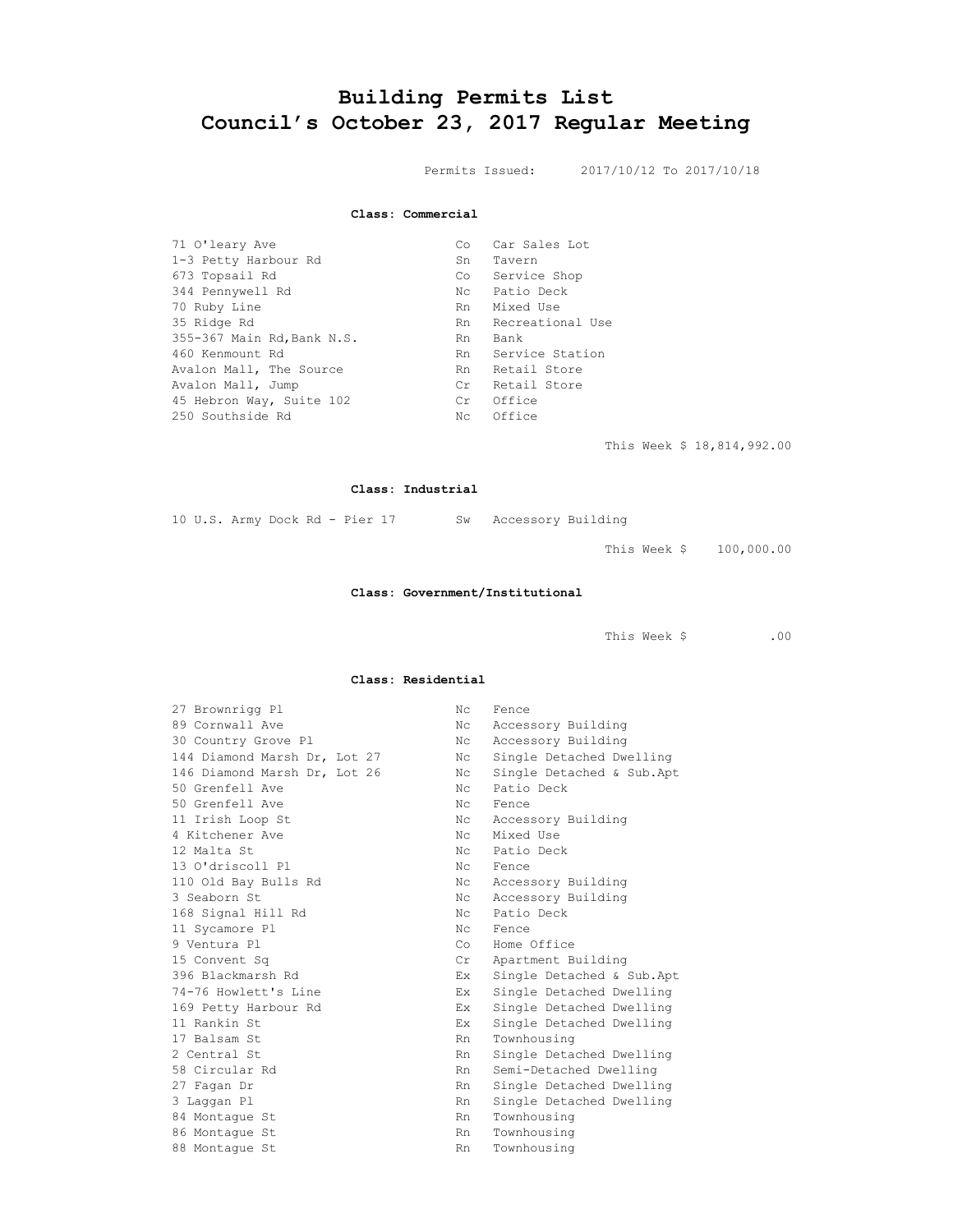# Building Permits List
# Council's October 23, 2017 Regular Meeting

Permits Issued: 2017/10/12 To 2017/10/18

### Class: Commercial

| | | |
|---|---|---|
| 71 O'leary Ave | Co | Car Sales Lot |
| 1-3 Petty Harbour Rd | Sn | Tavern |
| 673 Topsail Rd | Co | Service Shop |
| 344 Pennywell Rd | Nc | Patio Deck |
| 70 Ruby Line | Rn | Mixed Use |
| 35 Ridge Rd | Rn | Recreational Use |
| 355-367 Main Rd,Bank N.S. | Rn | Bank |
| 460 Kenmount Rd | Rn | Service Station |
| Avalon Mall, The Source | Rn | Retail Store |
| Avalon Mall, Jump | Cr | Retail Store |
| 45 Hebron Way, Suite 102 | Cr | Office |
| 250 Southside Rd | Nc | Office |

This Week $ 18,814,992.00

### Class: Industrial

| | | |
|---|---|---|
| 10 U.S. Army Dock Rd - Pier 17 | Sw | Accessory Building |

This Week $ 100,000.00

### Class: Government/Institutional

This Week $ .00

### Class: Residential

| | | |
|---|---|---|
| 27 Brownrigg Pl | Nc | Fence |
| 89 Cornwall Ave | Nc | Accessory Building |
| 30 Country Grove Pl | Nc | Accessory Building |
| 144 Diamond Marsh Dr, Lot 27 | Nc | Single Detached Dwelling |
| 146 Diamond Marsh Dr, Lot 26 | Nc | Single Detached & Sub.Apt |
| 50 Grenfell Ave | Nc | Patio Deck |
| 50 Grenfell Ave | Nc | Fence |
| 11 Irish Loop St | Nc | Accessory Building |
| 4 Kitchener Ave | Nc | Mixed Use |
| 12 Malta St | Nc | Patio Deck |
| 13 O'driscoll Pl | Nc | Fence |
| 110 Old Bay Bulls Rd | Nc | Accessory Building |
| 3 Seaborn St | Nc | Accessory Building |
| 168 Signal Hill Rd | Nc | Patio Deck |
| 11 Sycamore Pl | Nc | Fence |
| 9 Ventura Pl | Co | Home Office |
| 15 Convent Sq | Cr | Apartment Building |
| 396 Blackmarsh Rd | Ex | Single Detached & Sub.Apt |
| 74-76 Howlett's Line | Ex | Single Detached Dwelling |
| 169 Petty Harbour Rd | Ex | Single Detached Dwelling |
| 11 Rankin St | Ex | Single Detached Dwelling |
| 17 Balsam St | Rn | Townhousing |
| 2 Central St | Rn | Single Detached Dwelling |
| 58 Circular Rd | Rn | Semi-Detached Dwelling |
| 27 Fagan Dr | Rn | Single Detached Dwelling |
| 3 Laggan Pl | Rn | Single Detached Dwelling |
| 84 Montague St | Rn | Townhousing |
| 86 Montague St | Rn | Townhousing |
| 88 Montague St | Rn | Townhousing |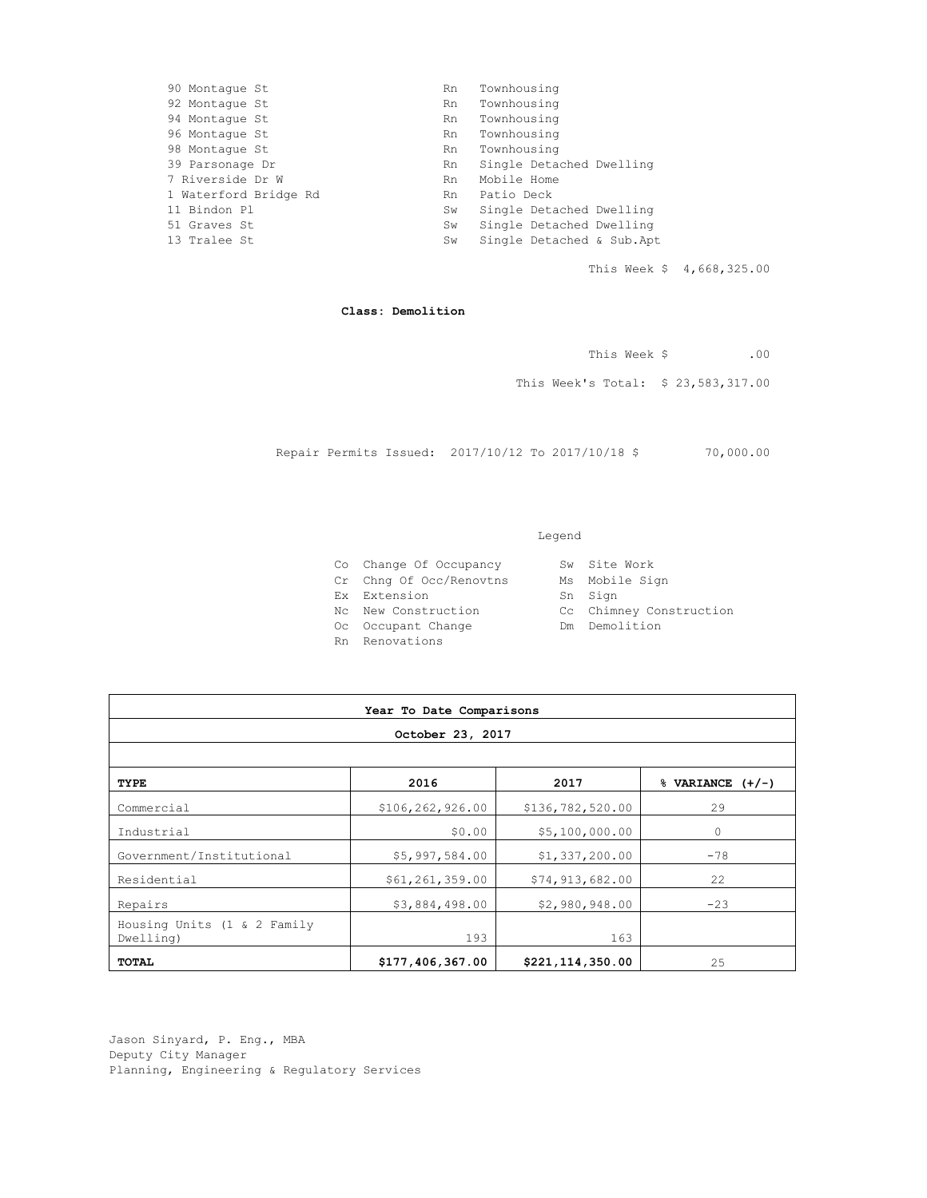| | | |
|---|---|---|
| 90 Montague St | Rn | Townhousing |
| 92 Montague St | Rn | Townhousing |
| 94 Montague St | Rn | Townhousing |
| 96 Montague St | Rn | Townhousing |
| 98 Montague St | Rn | Townhousing |
| 39 Parsonage Dr | Rn | Single Detached Dwelling |
| 7 Riverside Dr W | Rn | Mobile Home |
| 1 Waterford Bridge Rd | Rn | Patio Deck |
| 11 Bindon Pl | Sw | Single Detached Dwelling |
| 51 Graves St | Sw | Single Detached Dwelling |
| 13 Tralee St | Sw | Single Detached & Sub.Apt |

This Week $ 4,668,325.00

**Class: Demolition**

This Week $ .00

This Week's Total: $ 23,583,317.00

Repair Permits Issued: 2017/10/12 To 2017/10/18 $ 70,000.00

Legend

| | | | |
|---|---|---|---|
| Co | Change Of Occupancy | Sw | Site Work |
| Cr | Chng Of Occ/Renovtns | Ms | Mobile Sign |
| Ex | Extension | Sn | Sign |
| Nc | New Construction | Cc | Chimney Construction |
| Oc | Occupant Change | Dm | Demolition |
| Rn | Renovations | | |

**Year To Date Comparisons**

**October 23, 2017**

| TYPE | 2016 | 2017 | % VARIANCE (+/-) |
|---|---|---|---|
| Commercial | $106,262,926.00 | $136,782,520.00 | 29 |
| Industrial | $0.00 | $5,100,000.00 | 0 |
| Government/Institutional | $5,997,584.00 | $1,337,200.00 | -78 |
| Residential | $61,261,359.00 | $74,913,682.00 | 22 |
| Repairs | $3,884,498.00 | $2,980,948.00 | -23 |
| Housing Units (1 & 2 Family Dwelling) | 193 | 163 | |
| **TOTAL** | **$177,406,367.00** | **$221,114,350.00** | 25 |

Jason Sinyard, P. Eng., MBA
Deputy City Manager
Planning, Engineering & Regulatory Services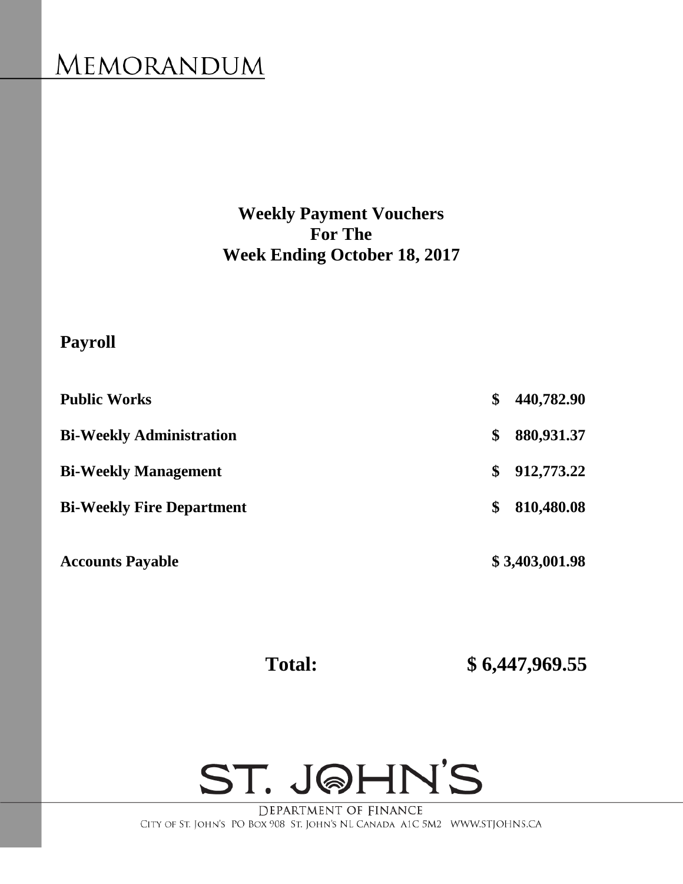# MEMORANDUM

## Weekly Payment Vouchers For The Week Ending October 18, 2017

## Payroll

| | |
|---|---|
| **Public Works** | **$ 440,782.90** |
| **Bi-Weekly Administration** | **$ 880,931.37** |
| **Bi-Weekly Management** | **$ 912,773.22** |
| **Bi-Weekly Fire Department** | **$ 810,480.08** |
| **Accounts Payable** | **$ 3,403,001.98** |

**Total: $ 6,447,969.55**

ST. JOHN'S

DEPARTMENT OF FINANCE

CITY OF ST. JOHN'S PO BOX 908 ST. JOHN'S NL CANADA A1C 5M2 WWW.STJOHNS.CA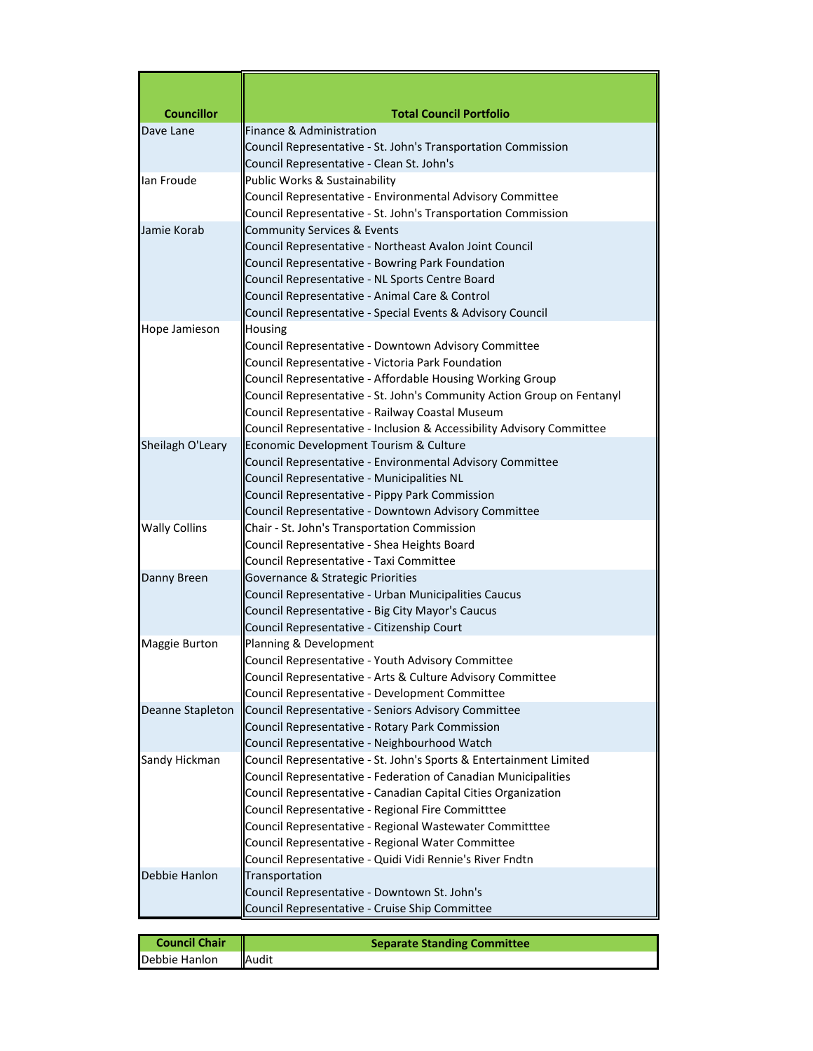| Councillor | Total Council Portfolio |
|---|---|
| Dave Lane | Finance & Administration |
| | Council Representative - St. John's Transportation Commission |
| | Council Representative - Clean St. John's |
| Ian Froude | Public Works & Sustainability |
| | Council Representative - Environmental Advisory Committee |
| | Council Representative - St. John's Transportation Commission |
| Jamie Korab | Community Services & Events |
| | Council Representative - Northeast Avalon Joint Council |
| | Council Representative - Bowring Park Foundation |
| | Council Representative - NL Sports Centre Board |
| | Council Representative - Animal Care & Control |
| | Council Representative - Special Events & Advisory Council |
| Hope Jamieson | Housing |
| | Council Representative - Downtown Advisory Committee |
| | Council Representative - Victoria Park Foundation |
| | Council Representative - Affordable Housing Working Group |
| | Council Representative - St. John's Community Action Group on Fentanyl |
| | Council Representative - Railway Coastal Museum |
| | Council Representative - Inclusion & Accessibility Advisory Committee |
| Sheilagh O'Leary | Economic Development Tourism & Culture |
| | Council Representative - Environmental Advisory Committee |
| | Council Representative - Municipalities NL |
| | Council Representative - Pippy Park Commission |
| | Council Representative - Downtown Advisory Committee |
| Wally Collins | Chair - St. John's Transportation Commission |
| | Council Representative - Shea Heights Board |
| | Council Representative - Taxi Committee |
| Danny Breen | Governance & Strategic Priorities |
| | Council Representative - Urban Municipalities Caucus |
| | Council Representative - Big City Mayor's Caucus |
| | Council Representative - Citizenship Court |
| Maggie Burton | Planning & Development |
| | Council Representative - Youth Advisory Committee |
| | Council Representative - Arts & Culture Advisory Committee |
| | Council Representative - Development Committee |
| Deanne Stapleton | Council Representative - Seniors Advisory Committee |
| | Council Representative - Rotary Park Commission |
| | Council Representative - Neighbourhood Watch |
| Sandy Hickman | Council Representative - St. John's Sports & Entertainment Limited |
| | Council Representative - Federation of Canadian Municipalities |
| | Council Representative - Canadian Capital Cities Organization |
| | Council Representative - Regional Fire Committtee |
| | Council Representative - Regional Wastewater Committtee |
| | Council Representative - Regional Water Committee |
| | Council Representative - Quidi Vidi Rennie's River Fndtn |
| Debbie Hanlon | Transportation |
| | Council Representative - Downtown St. John's |
| | Council Representative - Cruise Ship Committee |

| Council Chair | Separate Standing Committee |
|---|---|
| Debbie Hanlon | Audit |